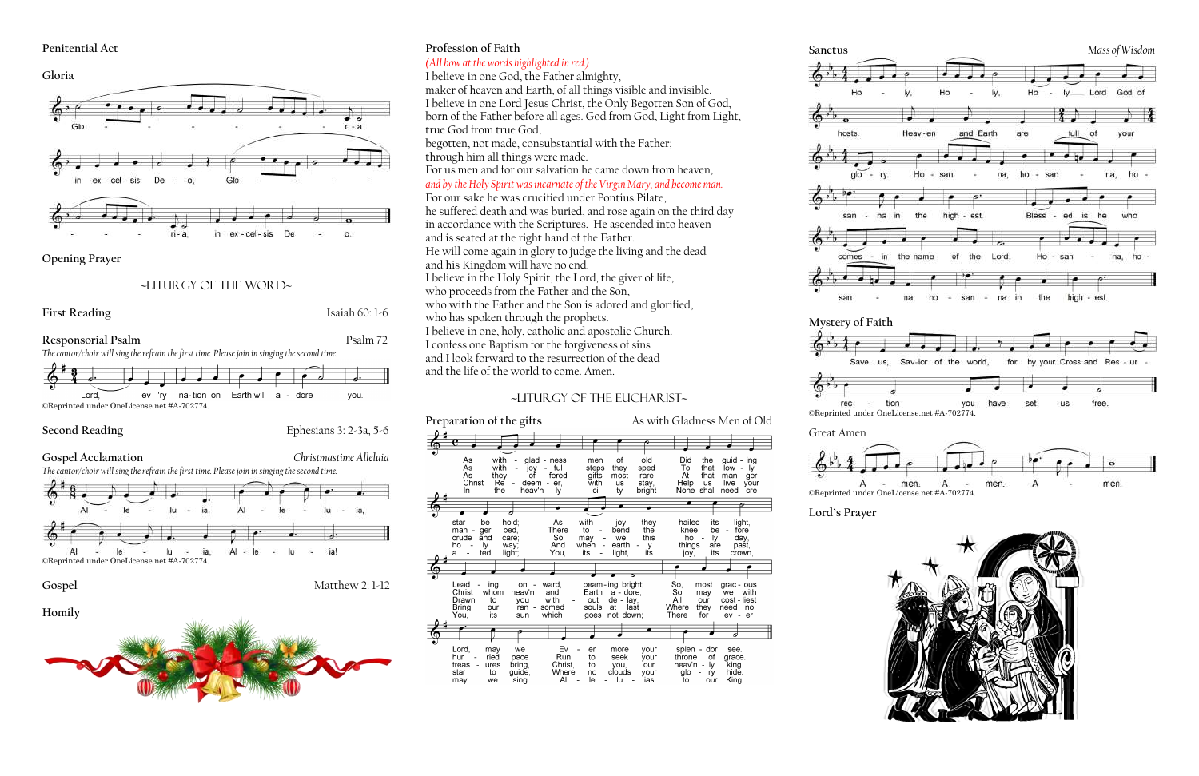Penitential Act

Gloria

Glo - - - - - - ri - a in ex - cel - sis De - o, Glo - - - - - - - - - ri - a, in ex - cel - sis De - o.

Opening Prayer

~LITURGY OF THE WORD~

First Reading — Isaiah 60: 1-6

Responsorial Psalm — Psalm 72

*The cantor/choir will sing the refrain the first time. Please join in singing the second time.*

Lord, ev 'ry na - tion on Earth will a - dore you.

©Reprinted under OneLicense.net #A-702774.

Second Reading — Ephesians 3: 2-3a, 5-6

Gospel Acclamation — *Christmastime Alleluia*

*The cantor/choir will sing the refrain the first time. Please join in singing the second time.*

Al - le - lu - ia, Al - le - lu - ia, Al - le - lu - ia, Al - le - lu - ia!

©Reprinted under OneLicense.net #A-702774.

Gospel — Matthew 2: 1-12

Homily

Profession of Faith

*(All bow at the words highlighted in red.)*

I believe in one God, the Father almighty,
maker of heaven and Earth, of all things visible and invisible.
I believe in one Lord Jesus Christ, the Only Begotten Son of God,
born of the Father before all ages. God from God, Light from Light,
true God from true God,
begotten, not made, consubstantial with the Father;
through him all things were made.
For us men and for our salvation he came down from heaven,
*and by the Holy Spirit was incarnate of the Virgin Mary, and become man.*
For our sake he was crucified under Pontius Pilate,
he suffered death and was buried, and rose again on the third day
in accordance with the Scriptures. He ascended into heaven
and is seated at the right hand of the Father.
He will come again in glory to judge the living and the dead
and his Kingdom will have no end.
I believe in the Holy Spirit, the Lord, the giver of life,
who proceeds from the Father and the Son,
who with the Father and the Son is adored and glorified,
who has spoken through the prophets.
I believe in one, holy, catholic and apostolic Church.
I confess one Baptism for the forgiveness of sins
and I look forward to the resurrection of the dead
and the life of the world to come. Amen.

~LITURGY OF THE EUCHARIST~

Preparation of the gifts — As with Gladness Men of Old

1. As with gladness men of old Did the guiding star behold; As with joy they hailed its light, Leading onward, beaming bright; So, most gracious Lord, may we Evermore your splendor see.
2. As with joyful steps they sped To that lowly manger bed, There to bend the knee before Christ whom heav'n and Earth adore; So may we with willing feet Ever seek your mercy seat.
3. As they offered gifts most rare At that manger crude and bare, So may we this holy day, Drawn to you without delay, All our costliest treasures bring, Christ, to you, our heav'nly King.
4. Holy Jesus, every day Keep us in the narrow way; And when earthly things are past, Bring our ransomed souls at last Where they need no star to guide, Where no clouds your glory hide.
5. In the heav'nly country bright Need they no created light; You, its light, its joy, its crown, You its sun which goes not down; There for ever may we sing Alleluias to our King.

Sanctus — *Mass of Wisdom*

Ho - ly, Ho - ly, Ho - ly Lord God of hosts. Heav-en and Earth are full of your glo - ry. Ho - san - na, ho - san - na, ho - san - na in the high - est. Bless - ed is he who comes - in the name of the Lord. Ho - san - na, ho - san - na, ho - san - na in the high - est.

Mystery of Faith

Save us, Sav-ior of the world, for by your Cross and Res - ur - rec - tion you have set us free.

©Reprinted under OneLicense.net #A-702774.

Great Amen

A - men. A - men. A - men.

©Reprinted under OneLicense.net #A-702774.

Lord's Prayer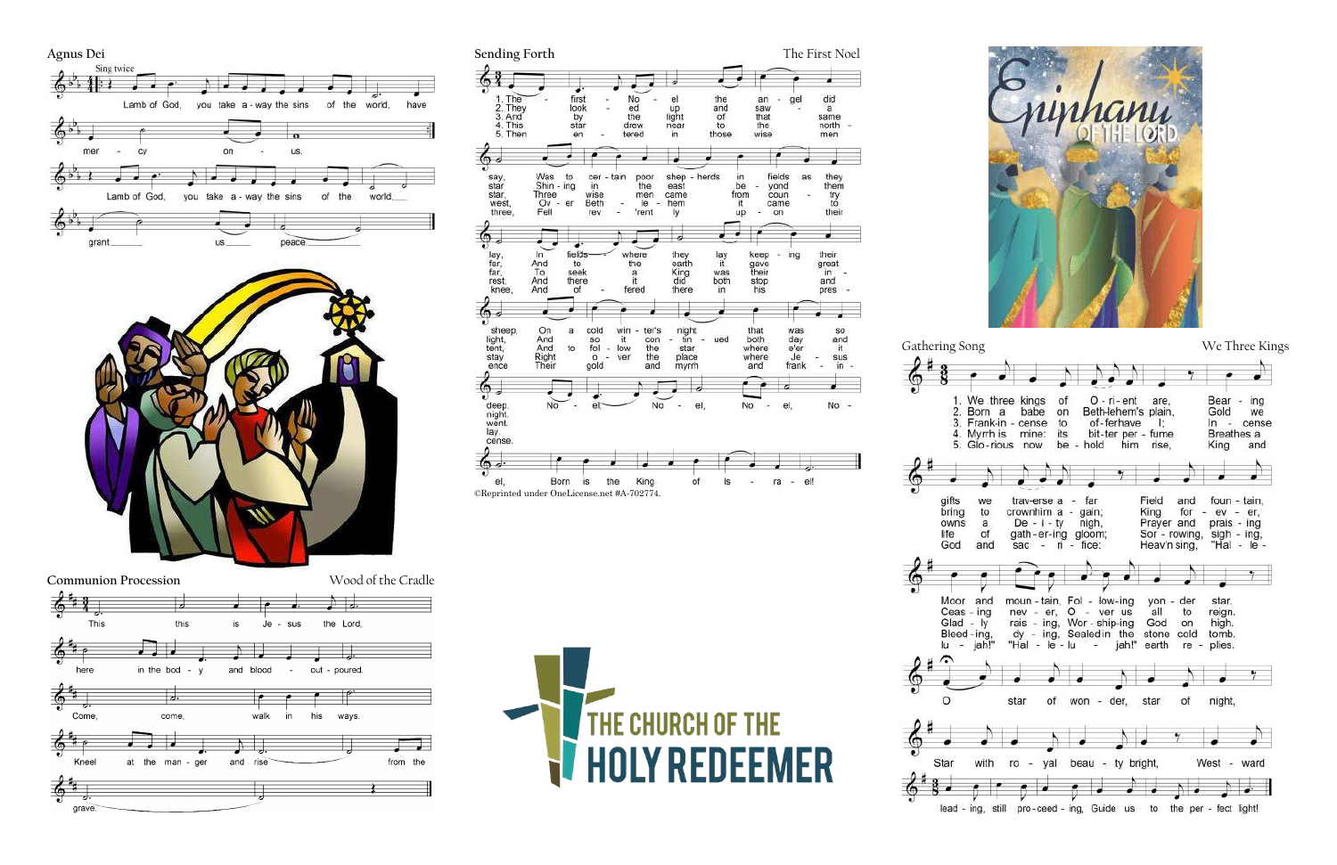## Agnus Dei

Sing twice

Lamb of God, you take away the sins of the world, have mercy on us.

Lamb of God, you take away the sins of the world, grant us peace.

## Communion Procession — Wood of the Cradle

This this is Jesus the Lord, here in the body and blood outpoured.
Come, come, walk in his ways.
Kneel at the manger and rise from the grave.

## Sending Forth — The First Noel

1. The first Noel the angel did say, Was to certain poor shepherds in fields as they lay, In fields where they lay keeping their sheep, On a cold winter's night that was so deep.
2. They looked up and saw a star Shining in the east beyond them far, And to the earth it gave great light, And so it continued both day and night.
3. And by the light of that same star Three wise men came from country far; To seek for a King was their intent, And to follow the star wherever it went.
4. This star drew nigh to the northwest, O'er Bethlehem it took its rest, And there it did both stop and stay Right over the place where Jesus lay.
5. Then entered in those wise men three, Full rev'rently upon their knee, And offered there in his presence Their gold and myrrh and frankincense.

Refrain: Noel, Noel, Noel, Noel, Born is the King of Israel!

©Reprinted under OneLicense.net #A-702774.

Epiphany of the Lord

## Gathering Song — We Three Kings

1. We three kings of Orient are, Bearing gifts we traverse afar Field and fountain, Moor and mountain, Following yonder star.
2. Born a babe on Bethlehem's plain, Gold we bring to crown him again; King for ever, Ceasing never, O'er us all to reign.
3. Frankincense to offer have I; Incense owns a Deity nigh, Prayer and praising, Gladly raising, Worshiping God on high.
4. Myrrh is mine: its bitter perfume Breathes a life of gathering gloom; Sorrowing, sighing, Bleeding, dying, Sealed in the stone cold tomb.
5. Glorious now behold him arise, King and God and sacrifice: Heav'n sing, "Alleluia!" "Alleluia!" earth replies.

Refrain: O star of wonder, star of night, Star with royal beauty bright, Westward leading, still proceeding, Guide us to the perfect light!

THE CHURCH OF THE HOLY REDEEMER